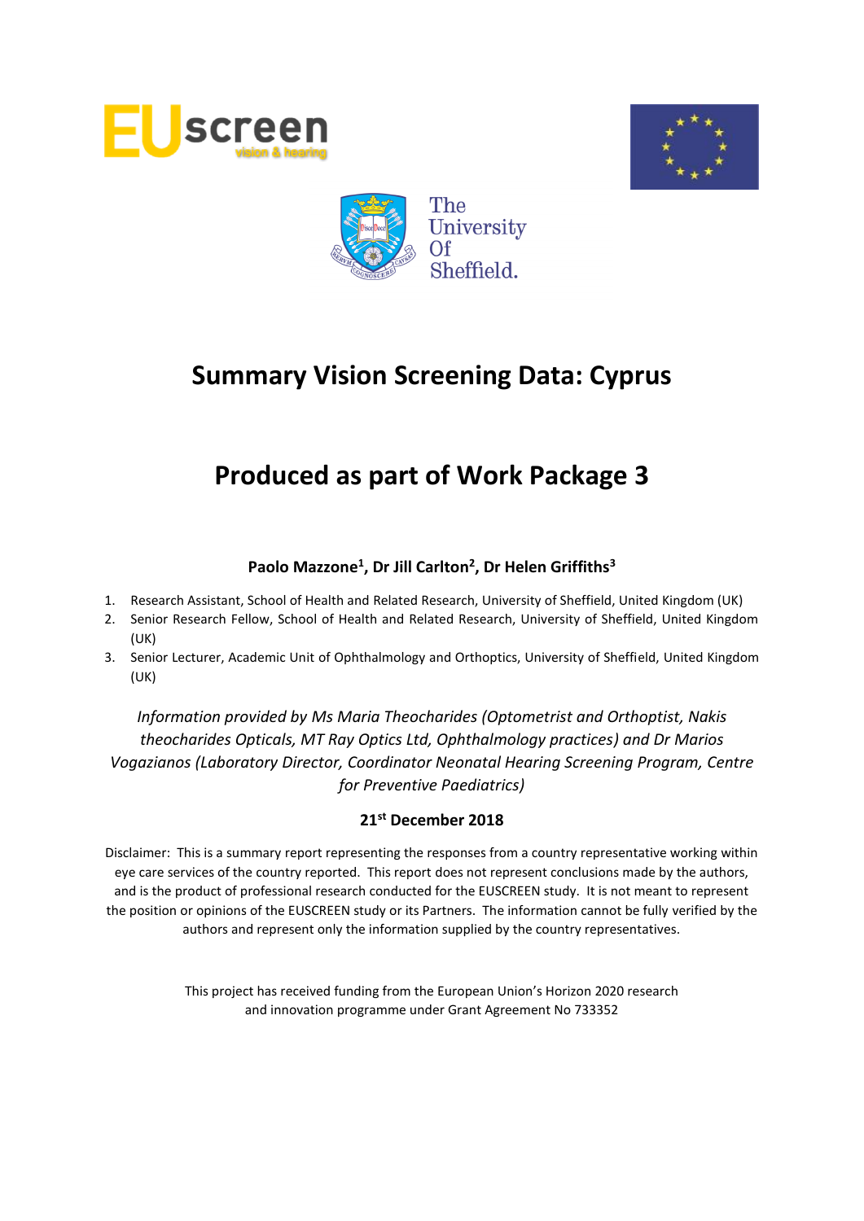# Summary Vision Screening Data: Cyprus

# Produced as part of Work Package 3

**Paolo Mazzone[1], Dr Jill Carlton[2], Dr Helen Griffiths[3]**

1. Research Assistant, School of Health and Related Research, University of Sheffield, United Kingdom (UK)
2. Senior Research Fellow, School of Health and Related Research, University of Sheffield, United Kingdom (UK)
3. Senior Lecturer, Academic Unit of Ophthalmology and Orthoptics, University of Sheffield, United Kingdom (UK)

*Information provided by Ms Maria Theocharides (Optometrist and Orthoptist, Nakis theocharides Opticals, MT Ray Optics Ltd, Ophthalmology practices) and Dr Marios Vogazianos (Laboratory Director, Coordinator Neonatal Hearing Screening Program, Centre for Preventive Paediatrics)*

**21st December 2018**

Disclaimer: This is a summary report representing the responses from a country representative working within eye care services of the country reported. This report does not represent conclusions made by the authors, and is the product of professional research conducted for the EUSCREEN study. It is not meant to represent the position or opinions of the EUSCREEN study or its Partners. The information cannot be fully verified by the authors and represent only the information supplied by the country representatives.

This project has received funding from the European Union's Horizon 2020 research and innovation programme under Grant Agreement No 733352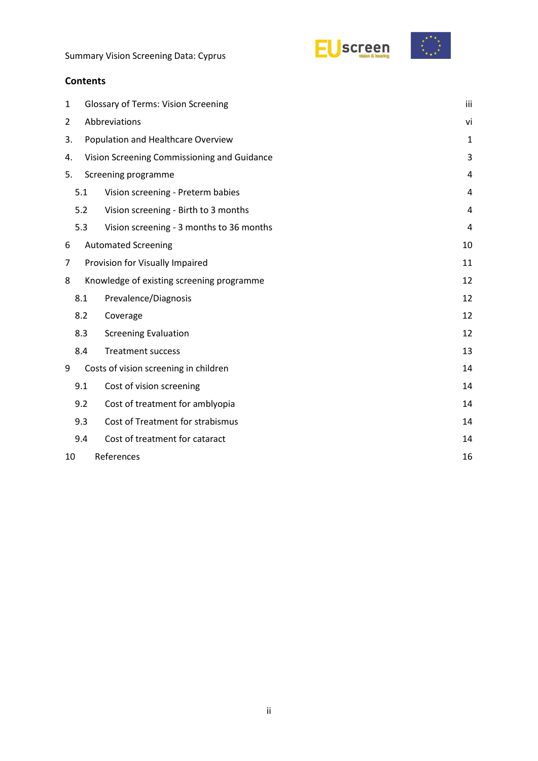## Contents

| | | |
|---|---|---|
| 1 | Glossary of Terms: Vision Screening | iii |
| 2 | Abbreviations | vi |
| 3. | Population and Healthcare Overview | 1 |
| 4. | Vision Screening Commissioning and Guidance | 3 |
| 5. | Screening programme | 4 |
| 5.1 | Vision screening - Preterm babies | 4 |
| 5.2 | Vision screening - Birth to 3 months | 4 |
| 5.3 | Vision screening - 3 months to 36 months | 4 |
| 6 | Automated Screening | 10 |
| 7 | Provision for Visually Impaired | 11 |
| 8 | Knowledge of existing screening programme | 12 |
| 8.1 | Prevalence/Diagnosis | 12 |
| 8.2 | Coverage | 12 |
| 8.3 | Screening Evaluation | 12 |
| 8.4 | Treatment success | 13 |
| 9 | Costs of vision screening in children | 14 |
| 9.1 | Cost of vision screening | 14 |
| 9.2 | Cost of treatment for amblyopia | 14 |
| 9.3 | Cost of Treatment for strabismus | 14 |
| 9.4 | Cost of treatment for cataract | 14 |
| 10 | References | 16 |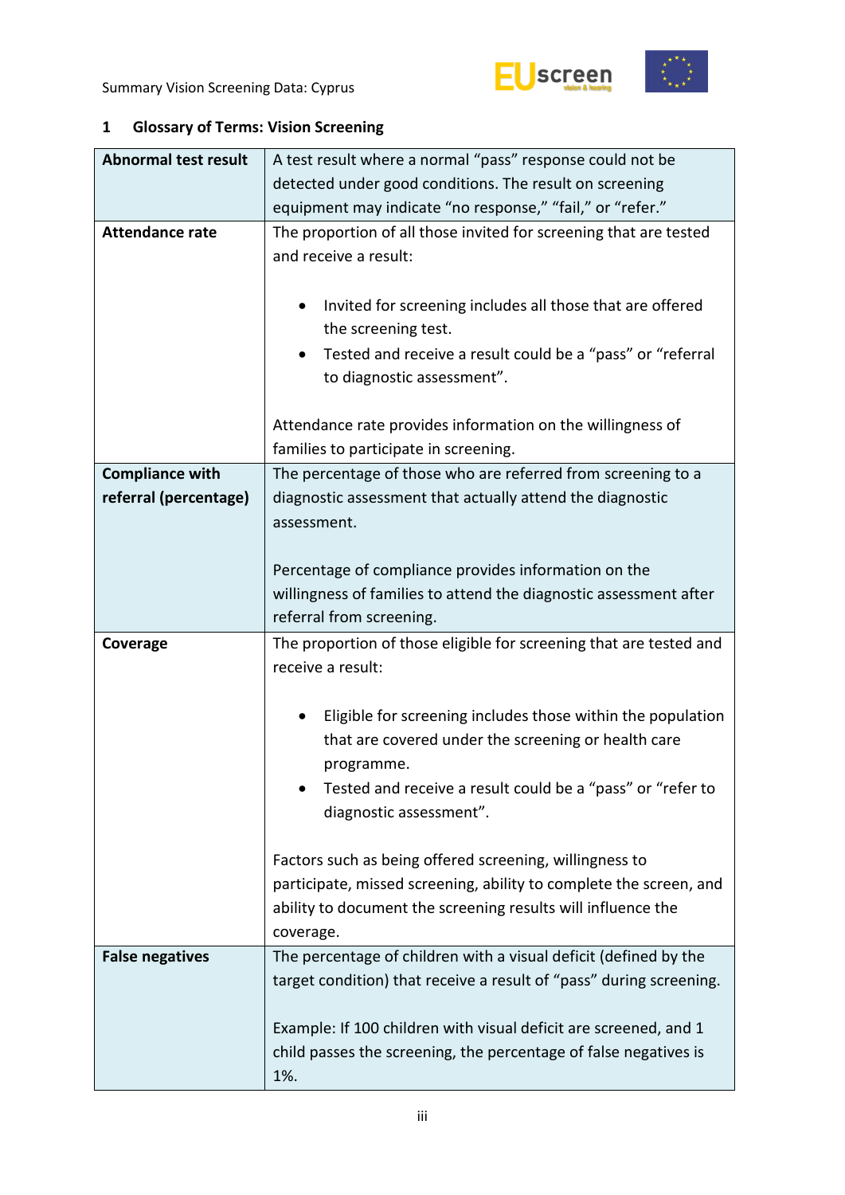## 1 Glossary of Terms: Vision Screening

| Term | Definition |
|---|---|
| **Abnormal test result** | A test result where a normal "pass" response could not be detected under good conditions. The result on screening equipment may indicate "no response," "fail," or "refer." |
| **Attendance rate** | The proportion of all those invited for screening that are tested and receive a result:<br><br>• Invited for screening includes all those that are offered the screening test.<br>• Tested and receive a result could be a "pass" or "referral to diagnostic assessment".<br><br>Attendance rate provides information on the willingness of families to participate in screening. |
| **Compliance with referral (percentage)** | The percentage of those who are referred from screening to a diagnostic assessment that actually attend the diagnostic assessment.<br><br>Percentage of compliance provides information on the willingness of families to attend the diagnostic assessment after referral from screening. |
| **Coverage** | The proportion of those eligible for screening that are tested and receive a result:<br><br>• Eligible for screening includes those within the population that are covered under the screening or health care programme.<br>• Tested and receive a result could be a "pass" or "refer to diagnostic assessment".<br><br>Factors such as being offered screening, willingness to participate, missed screening, ability to complete the screen, and ability to document the screening results will influence the coverage. |
| **False negatives** | The percentage of children with a visual deficit (defined by the target condition) that receive a result of "pass" during screening.<br><br>Example: If 100 children with visual deficit are screened, and 1 child passes the screening, the percentage of false negatives is 1%. |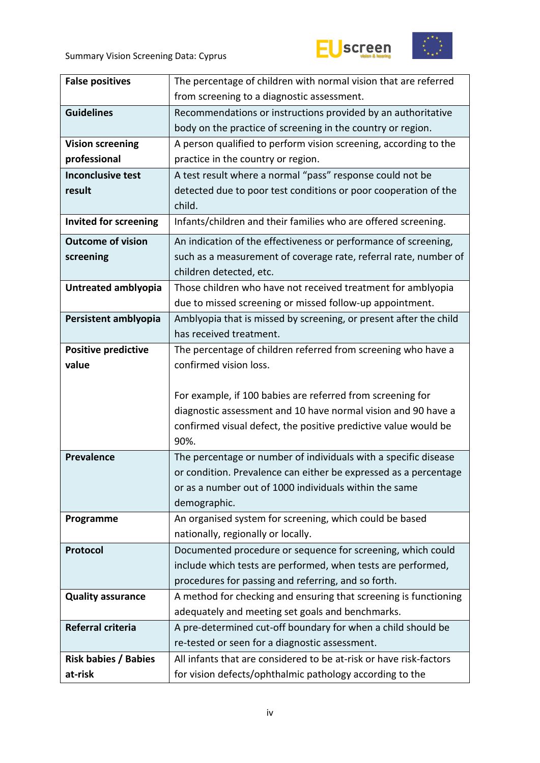| | |
|---|---|
| **False positives** | The percentage of children with normal vision that are referred from screening to a diagnostic assessment. |
| **Guidelines** | Recommendations or instructions provided by an authoritative body on the practice of screening in the country or region. |
| **Vision screening professional** | A person qualified to perform vision screening, according to the practice in the country or region. |
| **Inconclusive test result** | A test result where a normal “pass” response could not be detected due to poor test conditions or poor cooperation of the child. |
| **Invited for screening** | Infants/children and their families who are offered screening. |
| **Outcome of vision screening** | An indication of the effectiveness or performance of screening, such as a measurement of coverage rate, referral rate, number of children detected, etc. |
| **Untreated amblyopia** | Those children who have not received treatment for amblyopia due to missed screening or missed follow-up appointment. |
| **Persistent amblyopia** | Amblyopia that is missed by screening, or present after the child has received treatment. |
| **Positive predictive value** | The percentage of children referred from screening who have a confirmed vision loss.<br><br>For example, if 100 babies are referred from screening for diagnostic assessment and 10 have normal vision and 90 have a confirmed visual defect, the positive predictive value would be 90%. |
| **Prevalence** | The percentage or number of individuals with a specific disease or condition. Prevalence can either be expressed as a percentage or as a number out of 1000 individuals within the same demographic. |
| **Programme** | An organised system for screening, which could be based nationally, regionally or locally. |
| **Protocol** | Documented procedure or sequence for screening, which could include which tests are performed, when tests are performed, procedures for passing and referring, and so forth. |
| **Quality assurance** | A method for checking and ensuring that screening is functioning adequately and meeting set goals and benchmarks. |
| **Referral criteria** | A pre-determined cut-off boundary for when a child should be re-tested or seen for a diagnostic assessment. |
| **Risk babies / Babies at-risk** | All infants that are considered to be at-risk or have risk-factors for vision defects/ophthalmic pathology according to the |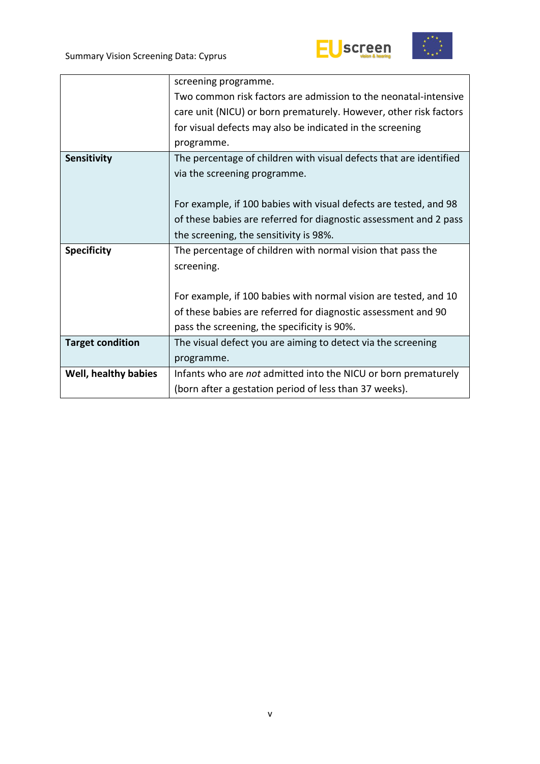| | |
|---|---|
| | screening programme.<br>Two common risk factors are admission to the neonatal-intensive care unit (NICU) or born prematurely. However, other risk factors for visual defects may also be indicated in the screening programme. |
| **Sensitivity** | The percentage of children with visual defects that are identified via the screening programme.<br><br>For example, if 100 babies with visual defects are tested, and 98 of these babies are referred for diagnostic assessment and 2 pass the screening, the sensitivity is 98%. |
| **Specificity** | The percentage of children with normal vision that pass the screening.<br><br>For example, if 100 babies with normal vision are tested, and 10 of these babies are referred for diagnostic assessment and 90 pass the screening, the specificity is 90%. |
| **Target condition** | The visual defect you are aiming to detect via the screening programme. |
| **Well, healthy babies** | Infants who are *not* admitted into the NICU or born prematurely (born after a gestation period of less than 37 weeks). |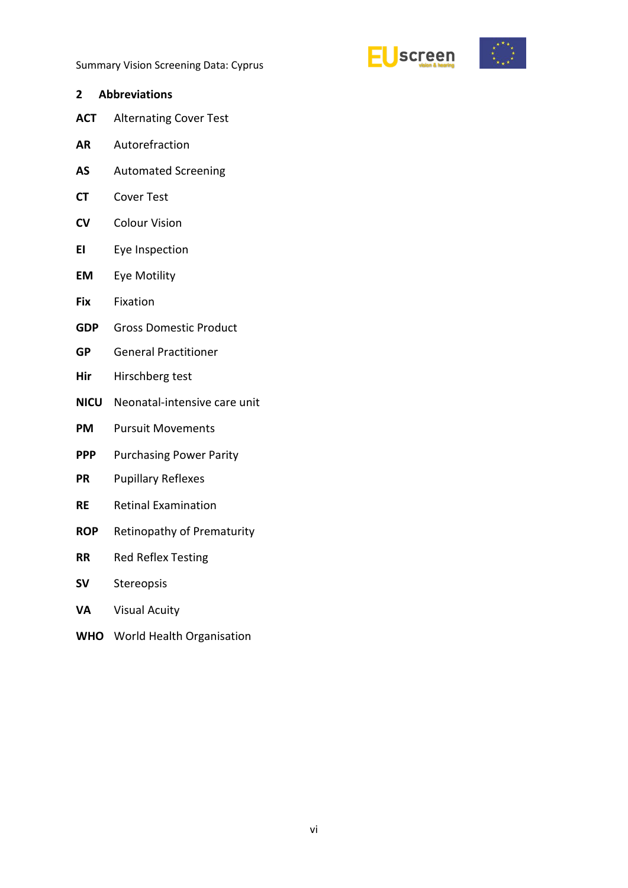## 2 Abbreviations

**ACT** Alternating Cover Test

**AR** Autorefraction

**AS** Automated Screening

**CT** Cover Test

**CV** Colour Vision

**EI** Eye Inspection

**EM** Eye Motility

**Fix** Fixation

**GDP** Gross Domestic Product

**GP** General Practitioner

**Hir** Hirschberg test

**NICU** Neonatal-intensive care unit

**PM** Pursuit Movements

**PPP** Purchasing Power Parity

**PR** Pupillary Reflexes

**RE** Retinal Examination

**ROP** Retinopathy of Prematurity

**RR** Red Reflex Testing

**SV** Stereopsis

**VA** Visual Acuity

**WHO** World Health Organisation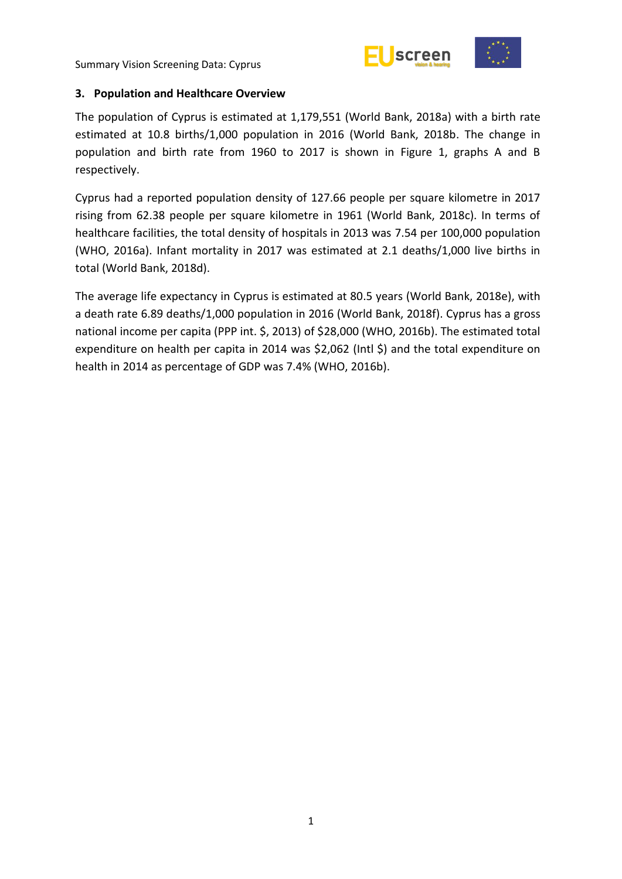## 3. Population and Healthcare Overview

The population of Cyprus is estimated at 1,179,551 (World Bank, 2018a) with a birth rate estimated at 10.8 births/1,000 population in 2016 (World Bank, 2018b. The change in population and birth rate from 1960 to 2017 is shown in Figure 1, graphs A and B respectively.

Cyprus had a reported population density of 127.66 people per square kilometre in 2017 rising from 62.38 people per square kilometre in 1961 (World Bank, 2018c). In terms of healthcare facilities, the total density of hospitals in 2013 was 7.54 per 100,000 population (WHO, 2016a). Infant mortality in 2017 was estimated at 2.1 deaths/1,000 live births in total (World Bank, 2018d).

The average life expectancy in Cyprus is estimated at 80.5 years (World Bank, 2018e), with a death rate 6.89 deaths/1,000 population in 2016 (World Bank, 2018f). Cyprus has a gross national income per capita (PPP int. $, 2013) of $28,000 (WHO, 2016b). The estimated total expenditure on health per capita in 2014 was $2,062 (Intl $) and the total expenditure on health in 2014 as percentage of GDP was 7.4% (WHO, 2016b).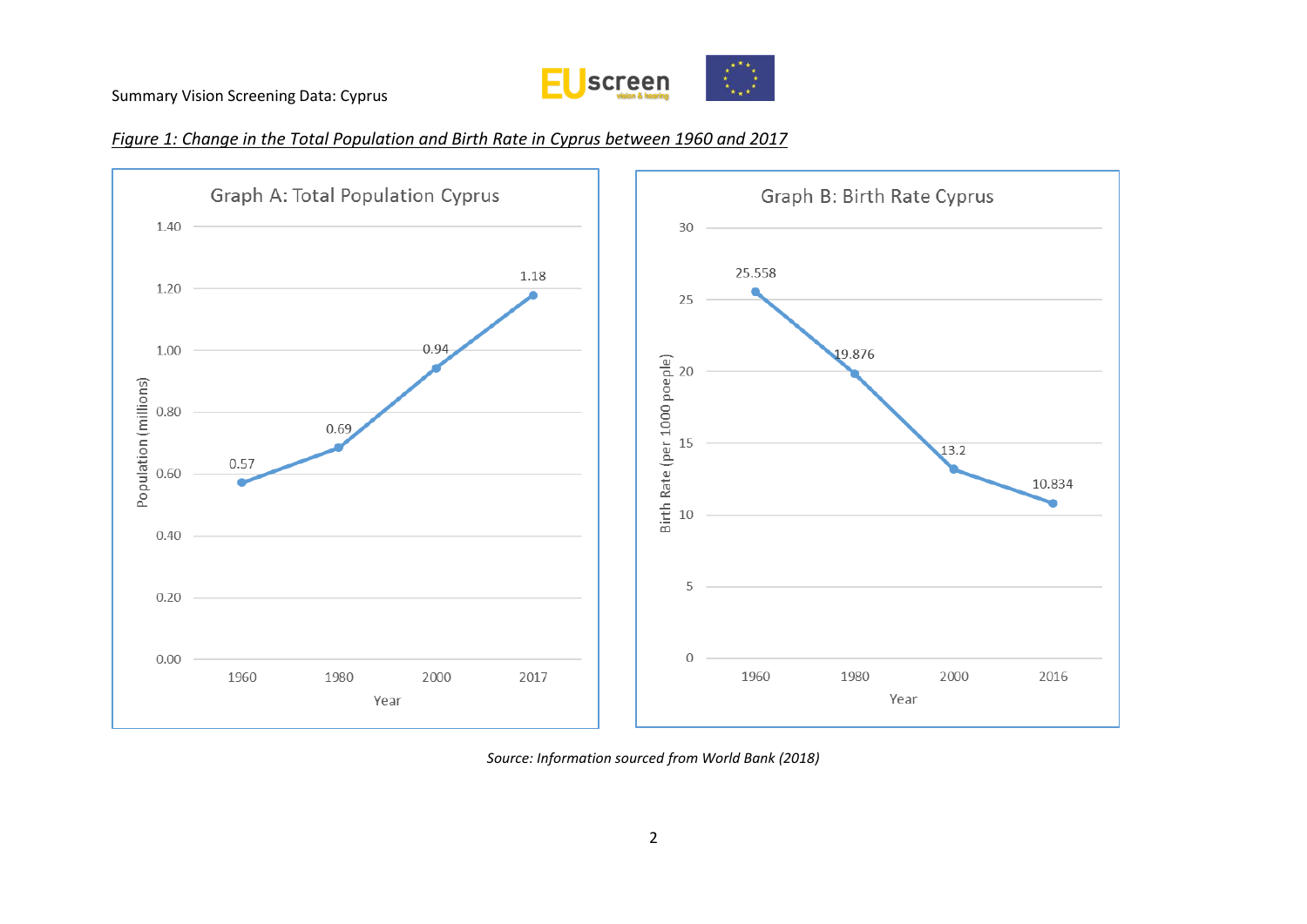*Figure 1: Change in the Total Population and Birth Rate in Cyprus between 1960 and 2017*

Graph A: Total Population Cyprus

| Year | Population (millions) |
|---|---|
| 1960 | 0.57 |
| 1980 | 0.69 |
| 2000 | 0.94 |
| 2017 | 1.18 |

Graph B: Birth Rate Cyprus

| Year | Birth Rate (per 1000 poeple) |
|---|---|
| 1960 | 25.558 |
| 1980 | 19.876 |
| 2000 | 13.2 |
| 2016 | 10.834 |

*Source: Information sourced from World Bank (2018)*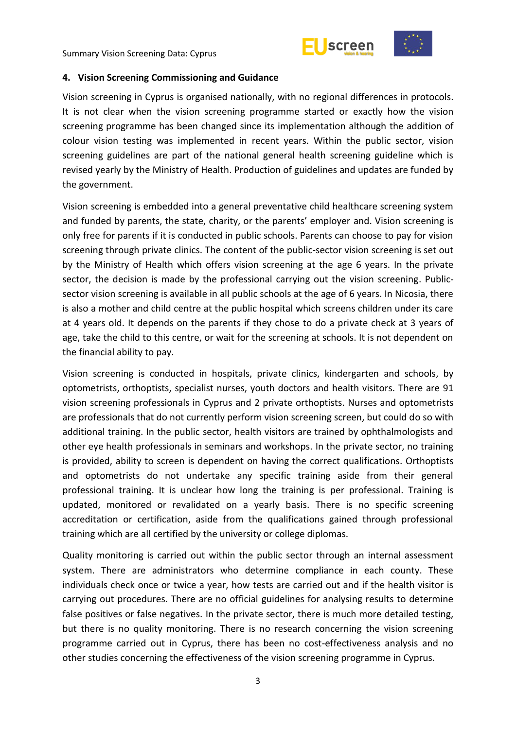## 4. Vision Screening Commissioning and Guidance

Vision screening in Cyprus is organised nationally, with no regional differences in protocols. It is not clear when the vision screening programme started or exactly how the vision screening programme has been changed since its implementation although the addition of colour vision testing was implemented in recent years. Within the public sector, vision screening guidelines are part of the national general health screening guideline which is revised yearly by the Ministry of Health. Production of guidelines and updates are funded by the government.

Vision screening is embedded into a general preventative child healthcare screening system and funded by parents, the state, charity, or the parents' employer and. Vision screening is only free for parents if it is conducted in public schools. Parents can choose to pay for vision screening through private clinics. The content of the public-sector vision screening is set out by the Ministry of Health which offers vision screening at the age 6 years. In the private sector, the decision is made by the professional carrying out the vision screening. Public-sector vision screening is available in all public schools at the age of 6 years. In Nicosia, there is also a mother and child centre at the public hospital which screens children under its care at 4 years old. It depends on the parents if they chose to do a private check at 3 years of age, take the child to this centre, or wait for the screening at schools. It is not dependent on the financial ability to pay.

Vision screening is conducted in hospitals, private clinics, kindergarten and schools, by optometrists, orthoptists, specialist nurses, youth doctors and health visitors. There are 91 vision screening professionals in Cyprus and 2 private orthoptists. Nurses and optometrists are professionals that do not currently perform vision screening screen, but could do so with additional training. In the public sector, health visitors are trained by ophthalmologists and other eye health professionals in seminars and workshops. In the private sector, no training is provided, ability to screen is dependent on having the correct qualifications. Orthoptists and optometrists do not undertake any specific training aside from their general professional training. It is unclear how long the training is per professional. Training is updated, monitored or revalidated on a yearly basis. There is no specific screening accreditation or certification, aside from the qualifications gained through professional training which are all certified by the university or college diplomas.

Quality monitoring is carried out within the public sector through an internal assessment system. There are administrators who determine compliance in each county. These individuals check once or twice a year, how tests are carried out and if the health visitor is carrying out procedures. There are no official guidelines for analysing results to determine false positives or false negatives. In the private sector, there is much more detailed testing, but there is no quality monitoring. There is no research concerning the vision screening programme carried out in Cyprus, there has been no cost-effectiveness analysis and no other studies concerning the effectiveness of the vision screening programme in Cyprus.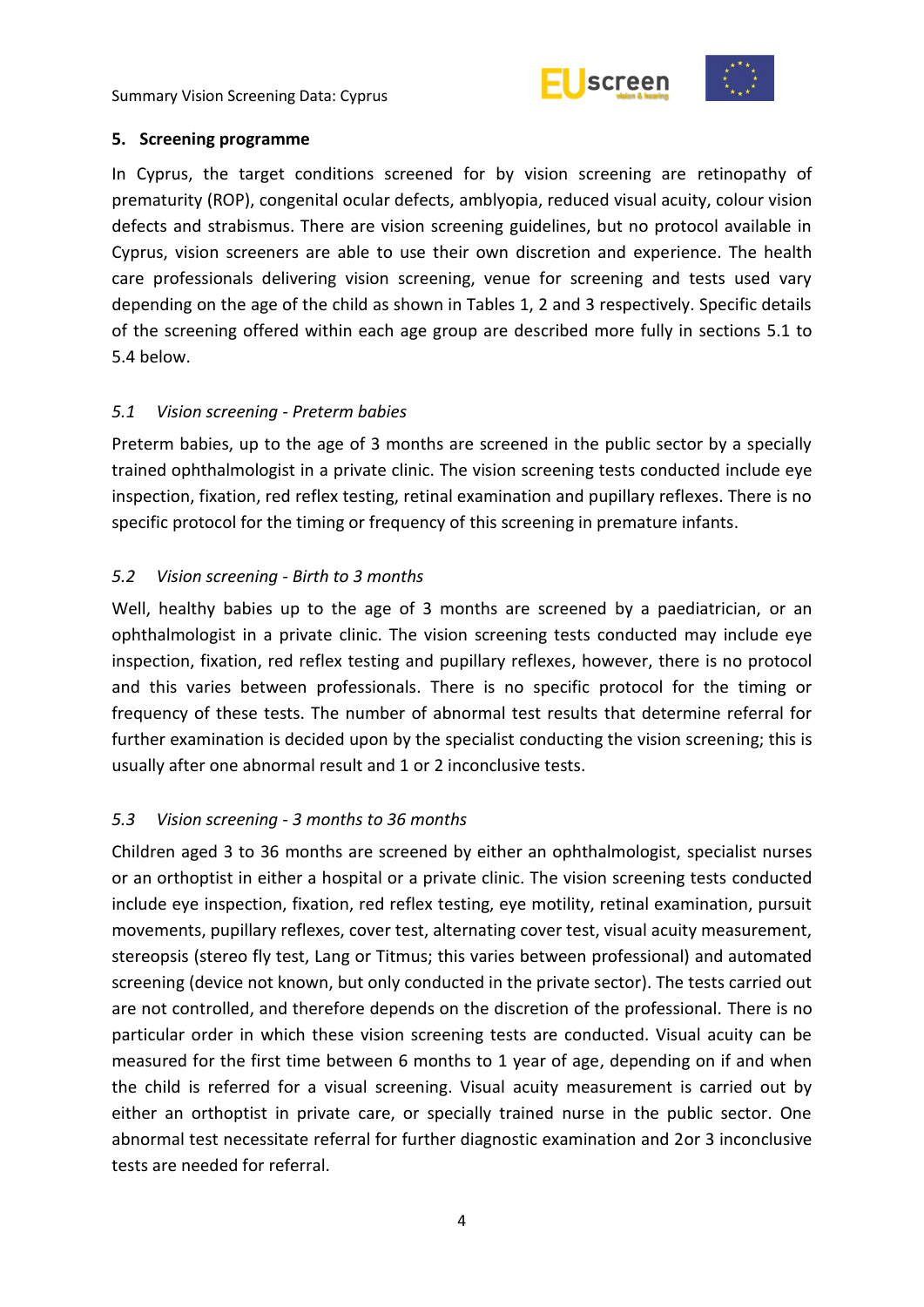## 5. Screening programme

In Cyprus, the target conditions screened for by vision screening are retinopathy of prematurity (ROP), congenital ocular defects, amblyopia, reduced visual acuity, colour vision defects and strabismus. There are vision screening guidelines, but no protocol available in Cyprus, vision screeners are able to use their own discretion and experience. The health care professionals delivering vision screening, venue for screening and tests used vary depending on the age of the child as shown in Tables 1, 2 and 3 respectively. Specific details of the screening offered within each age group are described more fully in sections 5.1 to 5.4 below.

### *5.1 Vision screening - Preterm babies*

Preterm babies, up to the age of 3 months are screened in the public sector by a specially trained ophthalmologist in a private clinic. The vision screening tests conducted include eye inspection, fixation, red reflex testing, retinal examination and pupillary reflexes. There is no specific protocol for the timing or frequency of this screening in premature infants.

### *5.2 Vision screening - Birth to 3 months*

Well, healthy babies up to the age of 3 months are screened by a paediatrician, or an ophthalmologist in a private clinic. The vision screening tests conducted may include eye inspection, fixation, red reflex testing and pupillary reflexes, however, there is no protocol and this varies between professionals. There is no specific protocol for the timing or frequency of these tests. The number of abnormal test results that determine referral for further examination is decided upon by the specialist conducting the vision screening; this is usually after one abnormal result and 1 or 2 inconclusive tests.

### *5.3 Vision screening - 3 months to 36 months*

Children aged 3 to 36 months are screened by either an ophthalmologist, specialist nurses or an orthoptist in either a hospital or a private clinic. The vision screening tests conducted include eye inspection, fixation, red reflex testing, eye motility, retinal examination, pursuit movements, pupillary reflexes, cover test, alternating cover test, visual acuity measurement, stereopsis (stereo fly test, Lang or Titmus; this varies between professional) and automated screening (device not known, but only conducted in the private sector). The tests carried out are not controlled, and therefore depends on the discretion of the professional. There is no particular order in which these vision screening tests are conducted. Visual acuity can be measured for the first time between 6 months to 1 year of age, depending on if and when the child is referred for a visual screening. Visual acuity measurement is carried out by either an orthoptist in private care, or specially trained nurse in the public sector. One abnormal test necessitate referral for further diagnostic examination and 2or 3 inconclusive tests are needed for referral.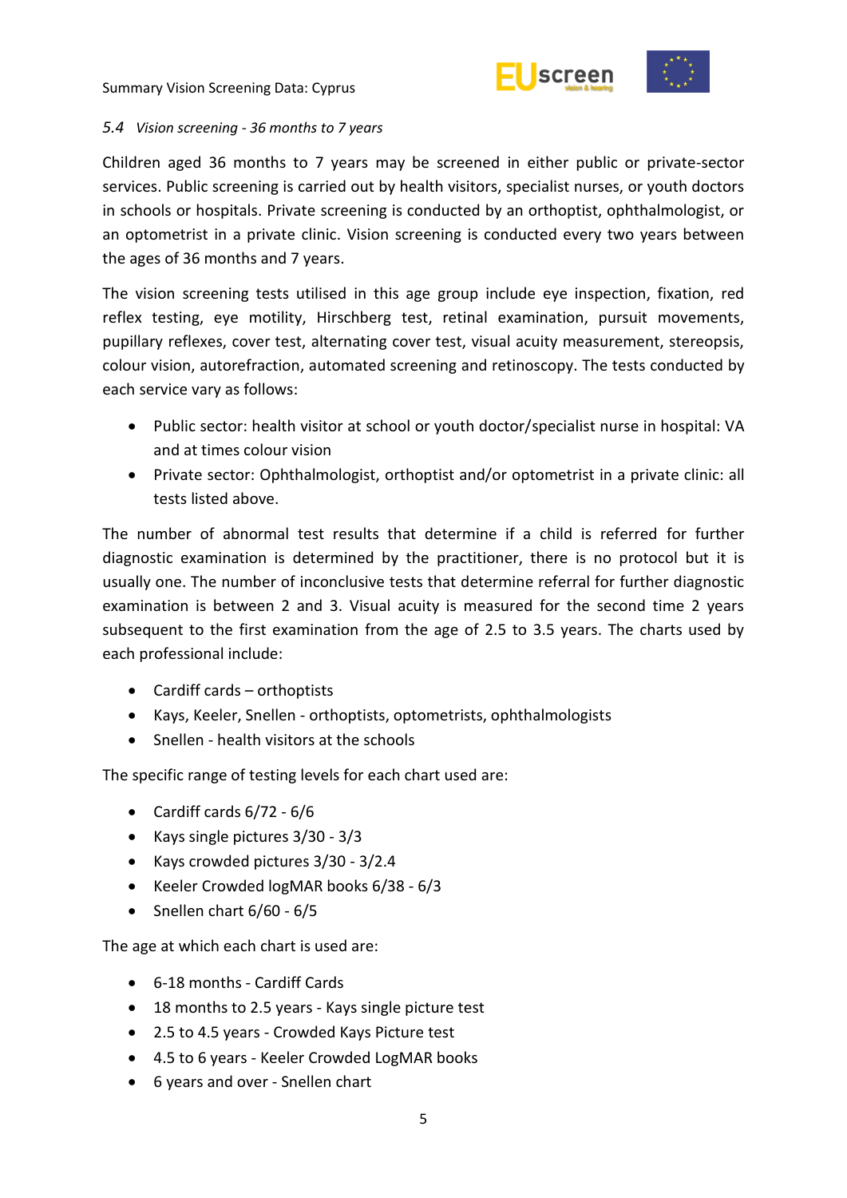### *5.4 Vision screening - 36 months to 7 years*

Children aged 36 months to 7 years may be screened in either public or private-sector services. Public screening is carried out by health visitors, specialist nurses, or youth doctors in schools or hospitals. Private screening is conducted by an orthoptist, ophthalmologist, or an optometrist in a private clinic. Vision screening is conducted every two years between the ages of 36 months and 7 years.

The vision screening tests utilised in this age group include eye inspection, fixation, red reflex testing, eye motility, Hirschberg test, retinal examination, pursuit movements, pupillary reflexes, cover test, alternating cover test, visual acuity measurement, stereopsis, colour vision, autorefraction, automated screening and retinoscopy. The tests conducted by each service vary as follows:

- Public sector: health visitor at school or youth doctor/specialist nurse in hospital: VA and at times colour vision
- Private sector: Ophthalmologist, orthoptist and/or optometrist in a private clinic: all tests listed above.

The number of abnormal test results that determine if a child is referred for further diagnostic examination is determined by the practitioner, there is no protocol but it is usually one. The number of inconclusive tests that determine referral for further diagnostic examination is between 2 and 3. Visual acuity is measured for the second time 2 years subsequent to the first examination from the age of 2.5 to 3.5 years. The charts used by each professional include:

- Cardiff cards – orthoptists
- Kays, Keeler, Snellen - orthoptists, optometrists, ophthalmologists
- Snellen - health visitors at the schools

The specific range of testing levels for each chart used are:

- Cardiff cards 6/72 - 6/6
- Kays single pictures 3/30 - 3/3
- Kays crowded pictures 3/30 - 3/2.4
- Keeler Crowded logMAR books 6/38 - 6/3
- Snellen chart 6/60 - 6/5

The age at which each chart is used are:

- 6-18 months - Cardiff Cards
- 18 months to 2.5 years - Kays single picture test
- 2.5 to 4.5 years - Crowded Kays Picture test
- 4.5 to 6 years - Keeler Crowded LogMAR books
- 6 years and over - Snellen chart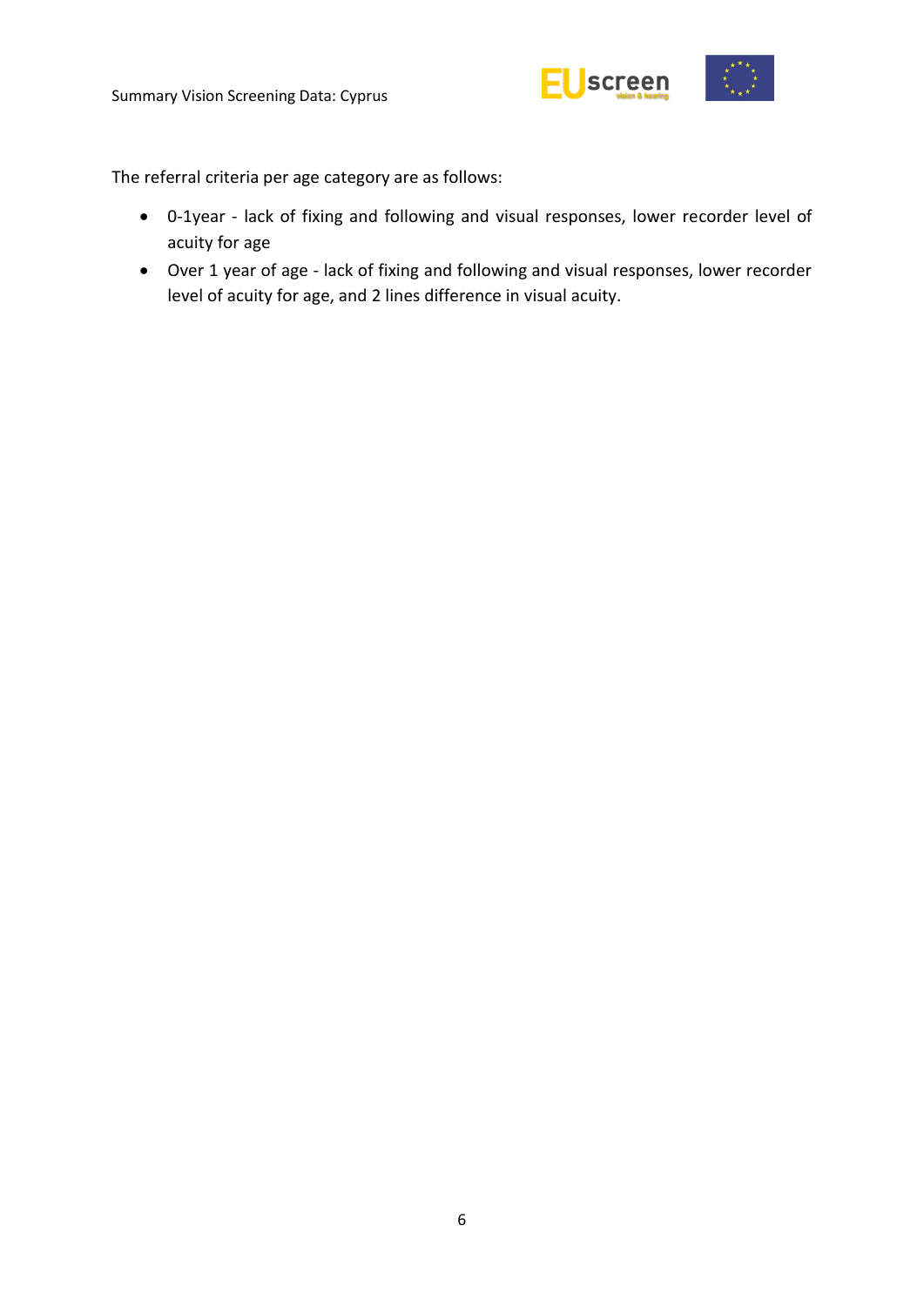The referral criteria per age category are as follows:

- 0-1year - lack of fixing and following and visual responses, lower recorder level of acuity for age
- Over 1 year of age - lack of fixing and following and visual responses, lower recorder level of acuity for age, and 2 lines difference in visual acuity.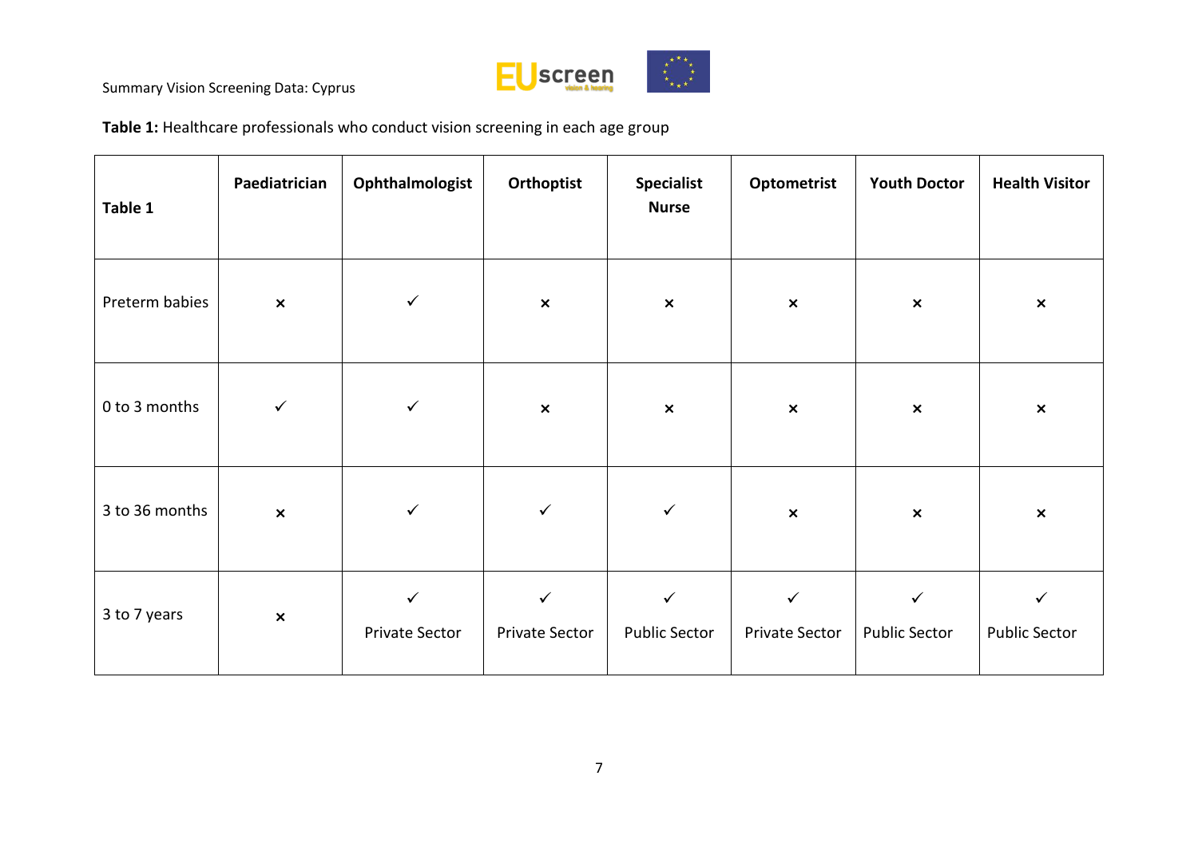**Table 1:** Healthcare professionals who conduct vision screening in each age group

| Table 1 | Paediatrician | Ophthalmologist | Orthoptist | Specialist Nurse | Optometrist | Youth Doctor | Health Visitor |
|---|---|---|---|---|---|---|---|
| Preterm babies | × | ✓ | × | × | × | × | × |
| 0 to 3 months | ✓ | ✓ | × | × | × | × | × |
| 3 to 36 months | × | ✓ | ✓ | ✓ | × | × | × |
| 3 to 7 years | × | ✓ Private Sector | ✓ Private Sector | ✓ Public Sector | ✓ Private Sector | ✓ Public Sector | ✓ Public Sector |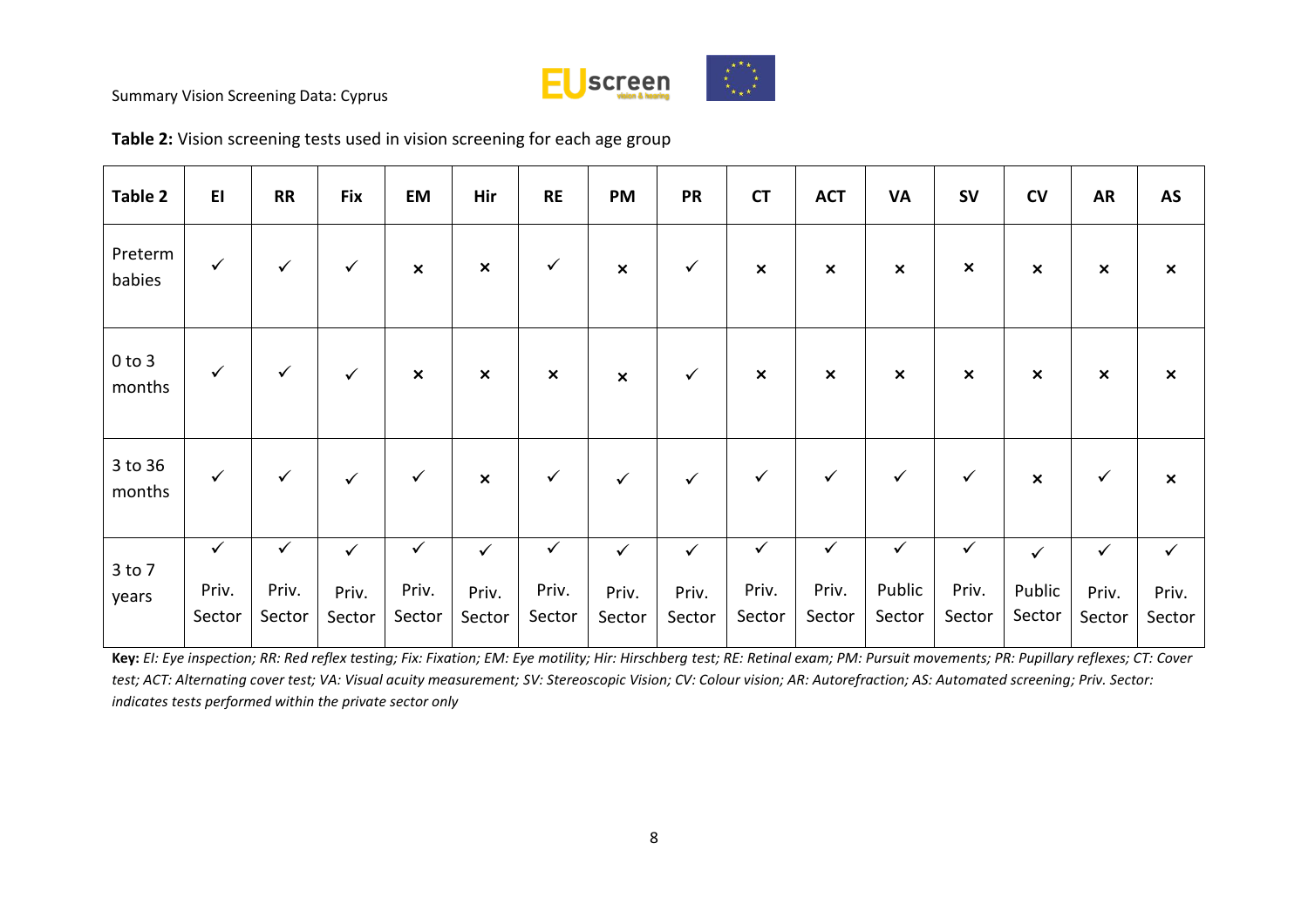**Table 2:** Vision screening tests used in vision screening for each age group

| Table 2 | EI | RR | Fix | EM | Hir | RE | PM | PR | CT | ACT | VA | SV | CV | AR | AS |
|---|---|---|---|---|---|---|---|---|---|---|---|---|---|---|---|
| Preterm babies | ✓ | ✓ | ✓ | × | × | ✓ | × | ✓ | × | × | × | × | × | × | × |
| 0 to 3 months | ✓ | ✓ | ✓ | × | × | × | × | ✓ | × | × | × | × | × | × | × |
| 3 to 36 months | ✓ | ✓ | ✓ | ✓ | × | ✓ | ✓ | ✓ | ✓ | ✓ | ✓ | ✓ | × | ✓ | × |
| 3 to 7 years | ✓ Priv. Sector | ✓ Priv. Sector | ✓ Priv. Sector | ✓ Priv. Sector | ✓ Priv. Sector | ✓ Priv. Sector | ✓ Priv. Sector | ✓ Priv. Sector | ✓ Priv. Sector | ✓ Priv. Sector | ✓ Public Sector | ✓ Priv. Sector | ✓ Public Sector | ✓ Priv. Sector | ✓ Priv. Sector |

**Key:** *EI: Eye inspection; RR: Red reflex testing; Fix: Fixation; EM: Eye motility; Hir: Hirschberg test; RE: Retinal exam; PM: Pursuit movements; PR: Pupillary reflexes; CT: Cover test; ACT: Alternating cover test; VA: Visual acuity measurement; SV: Stereoscopic Vision; CV: Colour vision; AR: Autorefraction; AS: Automated screening; Priv. Sector: indicates tests performed within the private sector only*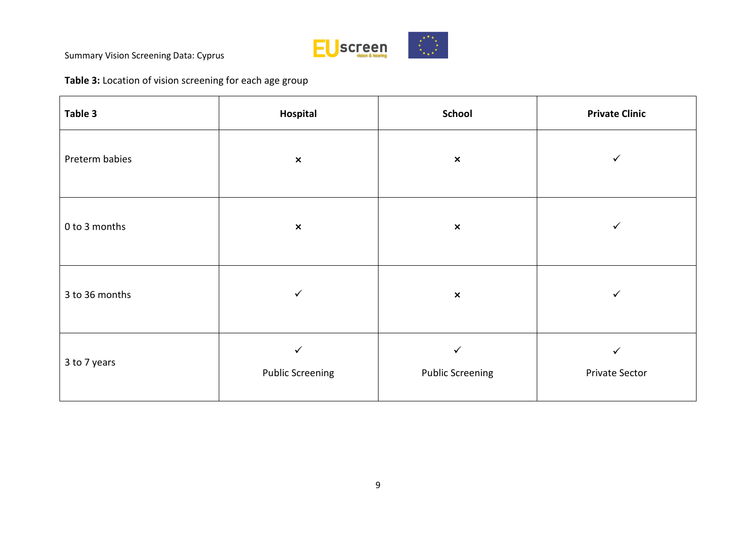**Table 3:** Location of vision screening for each age group

| Table 3 | Hospital | School | Private Clinic |
|---|---|---|---|
| Preterm babies | × | × | ✓ |
| 0 to 3 months | × | × | ✓ |
| 3 to 36 months | ✓ | × | ✓ |
| 3 to 7 years | ✓ Public Screening | ✓ Public Screening | ✓ Private Sector |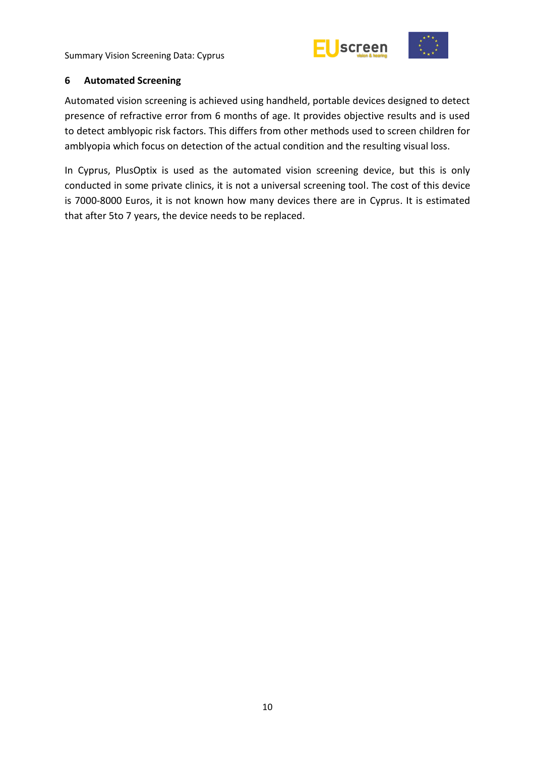## 6 Automated Screening

Automated vision screening is achieved using handheld, portable devices designed to detect presence of refractive error from 6 months of age. It provides objective results and is used to detect amblyopic risk factors. This differs from other methods used to screen children for amblyopia which focus on detection of the actual condition and the resulting visual loss.

In Cyprus, PlusOptix is used as the automated vision screening device, but this is only conducted in some private clinics, it is not a universal screening tool. The cost of this device is 7000-8000 Euros, it is not known how many devices there are in Cyprus. It is estimated that after 5to 7 years, the device needs to be replaced.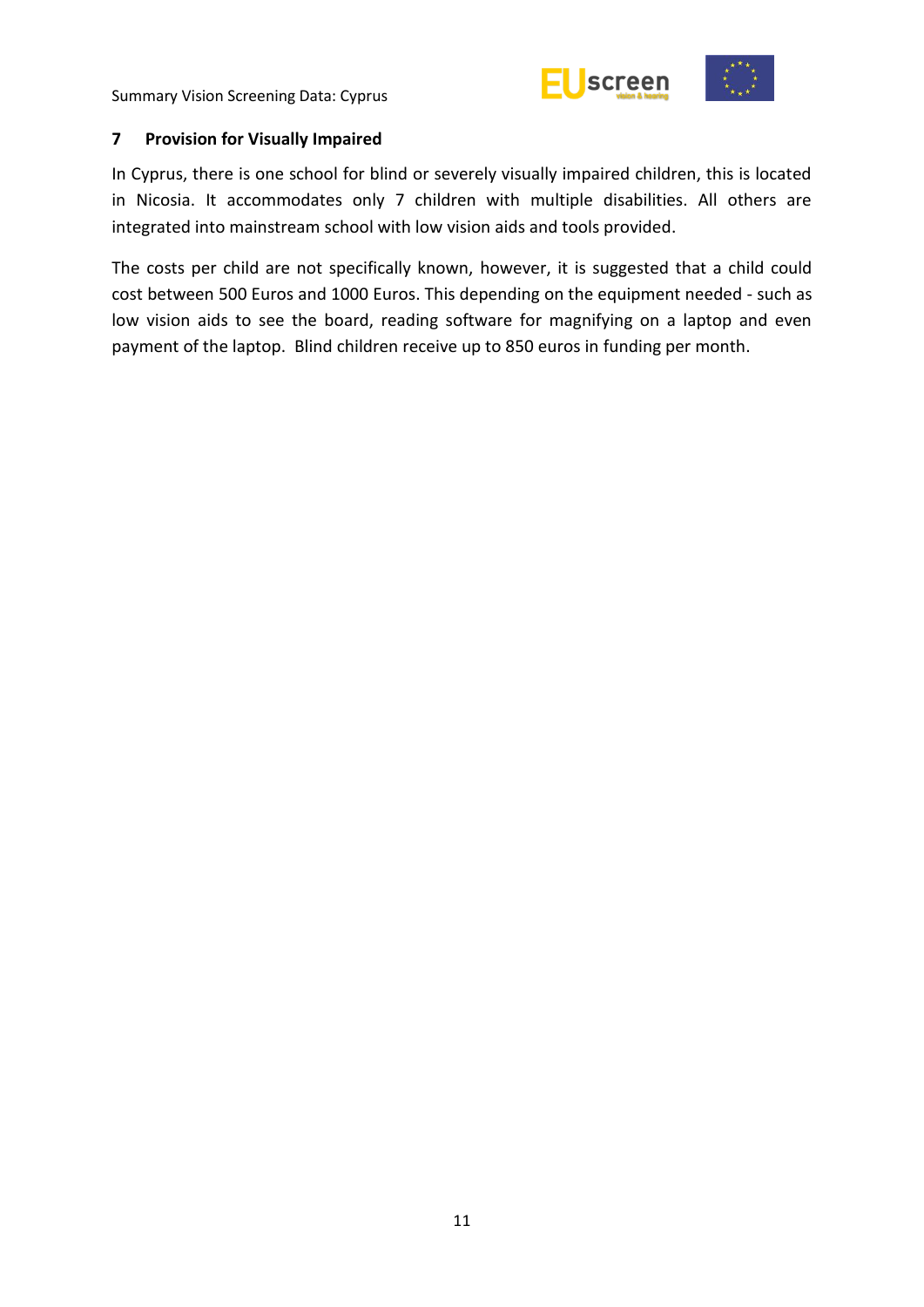## 7 Provision for Visually Impaired

In Cyprus, there is one school for blind or severely visually impaired children, this is located in Nicosia. It accommodates only 7 children with multiple disabilities. All others are integrated into mainstream school with low vision aids and tools provided.

The costs per child are not specifically known, however, it is suggested that a child could cost between 500 Euros and 1000 Euros. This depending on the equipment needed - such as low vision aids to see the board, reading software for magnifying on a laptop and even payment of the laptop. Blind children receive up to 850 euros in funding per month.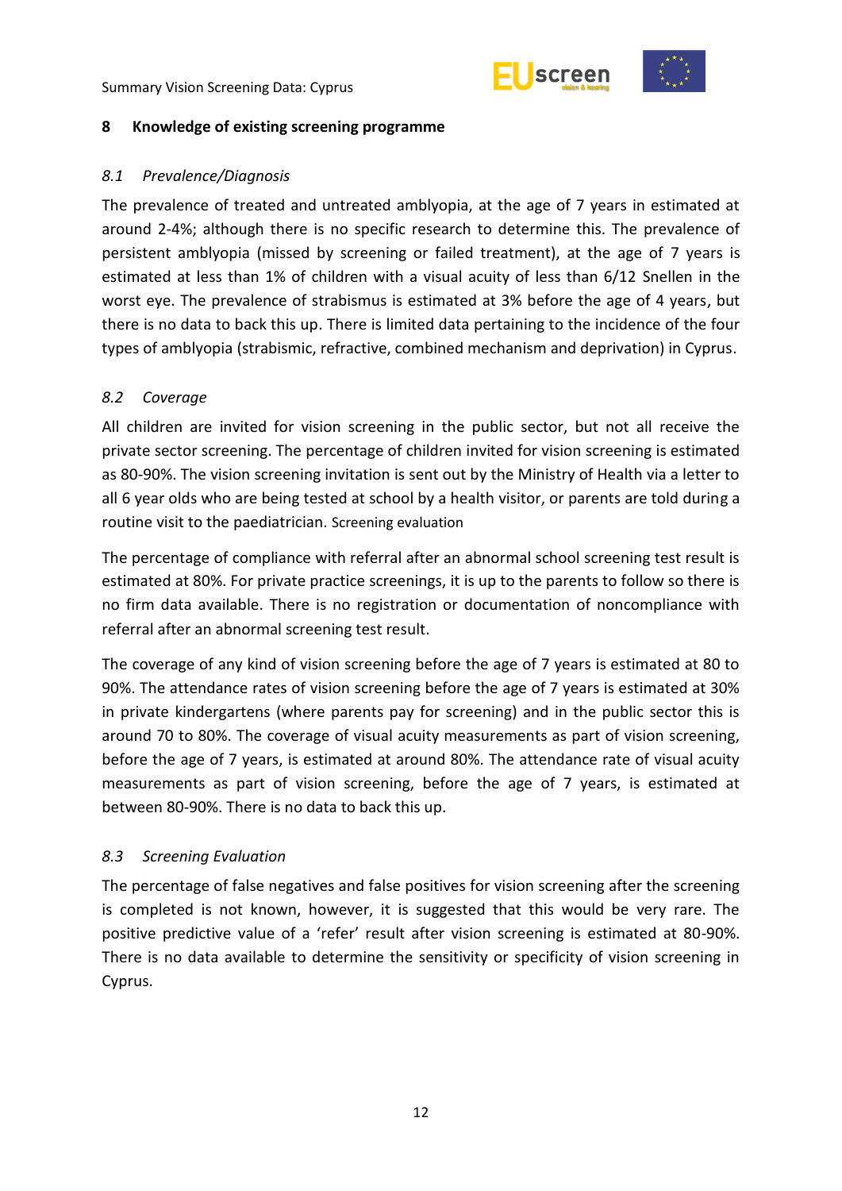## 8 Knowledge of existing screening programme

### *8.1 Prevalence/Diagnosis*

The prevalence of treated and untreated amblyopia, at the age of 7 years in estimated at around 2-4%; although there is no specific research to determine this. The prevalence of persistent amblyopia (missed by screening or failed treatment), at the age of 7 years is estimated at less than 1% of children with a visual acuity of less than 6/12 Snellen in the worst eye. The prevalence of strabismus is estimated at 3% before the age of 4 years, but there is no data to back this up. There is limited data pertaining to the incidence of the four types of amblyopia (strabismic, refractive, combined mechanism and deprivation) in Cyprus.

### *8.2 Coverage*

All children are invited for vision screening in the public sector, but not all receive the private sector screening. The percentage of children invited for vision screening is estimated as 80-90%. The vision screening invitation is sent out by the Ministry of Health via a letter to all 6 year olds who are being tested at school by a health visitor, or parents are told during a routine visit to the paediatrician. Screening evaluation

The percentage of compliance with referral after an abnormal school screening test result is estimated at 80%. For private practice screenings, it is up to the parents to follow so there is no firm data available. There is no registration or documentation of noncompliance with referral after an abnormal screening test result.

The coverage of any kind of vision screening before the age of 7 years is estimated at 80 to 90%. The attendance rates of vision screening before the age of 7 years is estimated at 30% in private kindergartens (where parents pay for screening) and in the public sector this is around 70 to 80%. The coverage of visual acuity measurements as part of vision screening, before the age of 7 years, is estimated at around 80%. The attendance rate of visual acuity measurements as part of vision screening, before the age of 7 years, is estimated at between 80-90%. There is no data to back this up.

### *8.3 Screening Evaluation*

The percentage of false negatives and false positives for vision screening after the screening is completed is not known, however, it is suggested that this would be very rare. The positive predictive value of a 'refer' result after vision screening is estimated at 80-90%. There is no data available to determine the sensitivity or specificity of vision screening in Cyprus.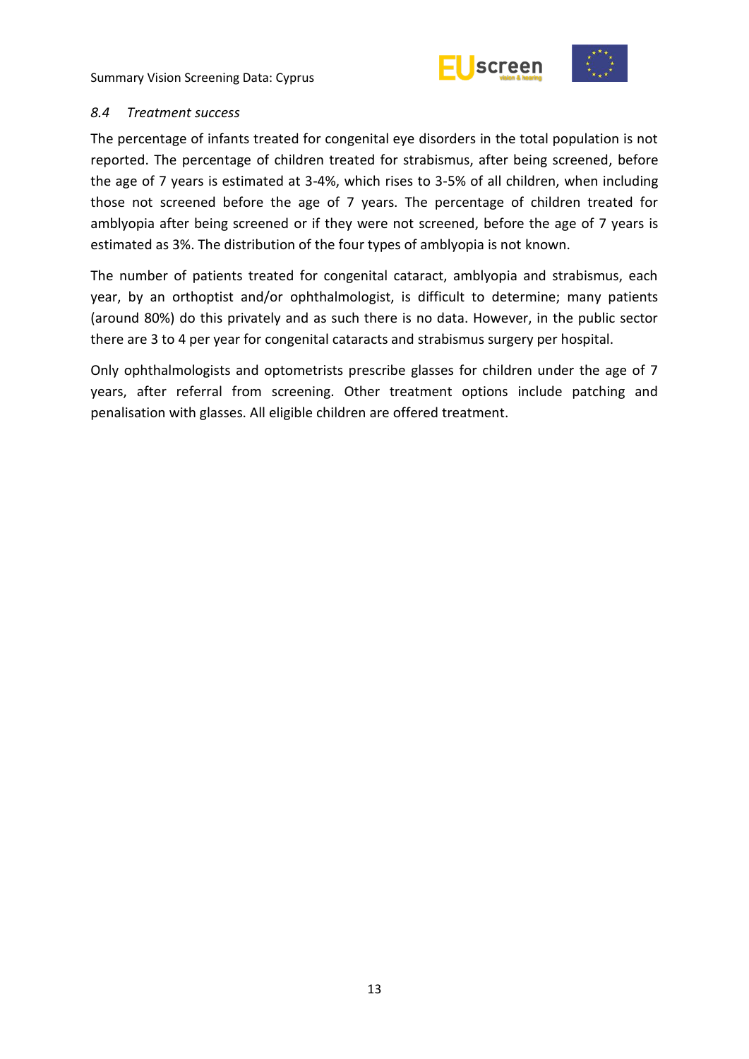### *8.4 Treatment success*

The percentage of infants treated for congenital eye disorders in the total population is not reported. The percentage of children treated for strabismus, after being screened, before the age of 7 years is estimated at 3-4%, which rises to 3-5% of all children, when including those not screened before the age of 7 years. The percentage of children treated for amblyopia after being screened or if they were not screened, before the age of 7 years is estimated as 3%. The distribution of the four types of amblyopia is not known.

The number of patients treated for congenital cataract, amblyopia and strabismus, each year, by an orthoptist and/or ophthalmologist, is difficult to determine; many patients (around 80%) do this privately and as such there is no data. However, in the public sector there are 3 to 4 per year for congenital cataracts and strabismus surgery per hospital.

Only ophthalmologists and optometrists prescribe glasses for children under the age of 7 years, after referral from screening. Other treatment options include patching and penalisation with glasses. All eligible children are offered treatment.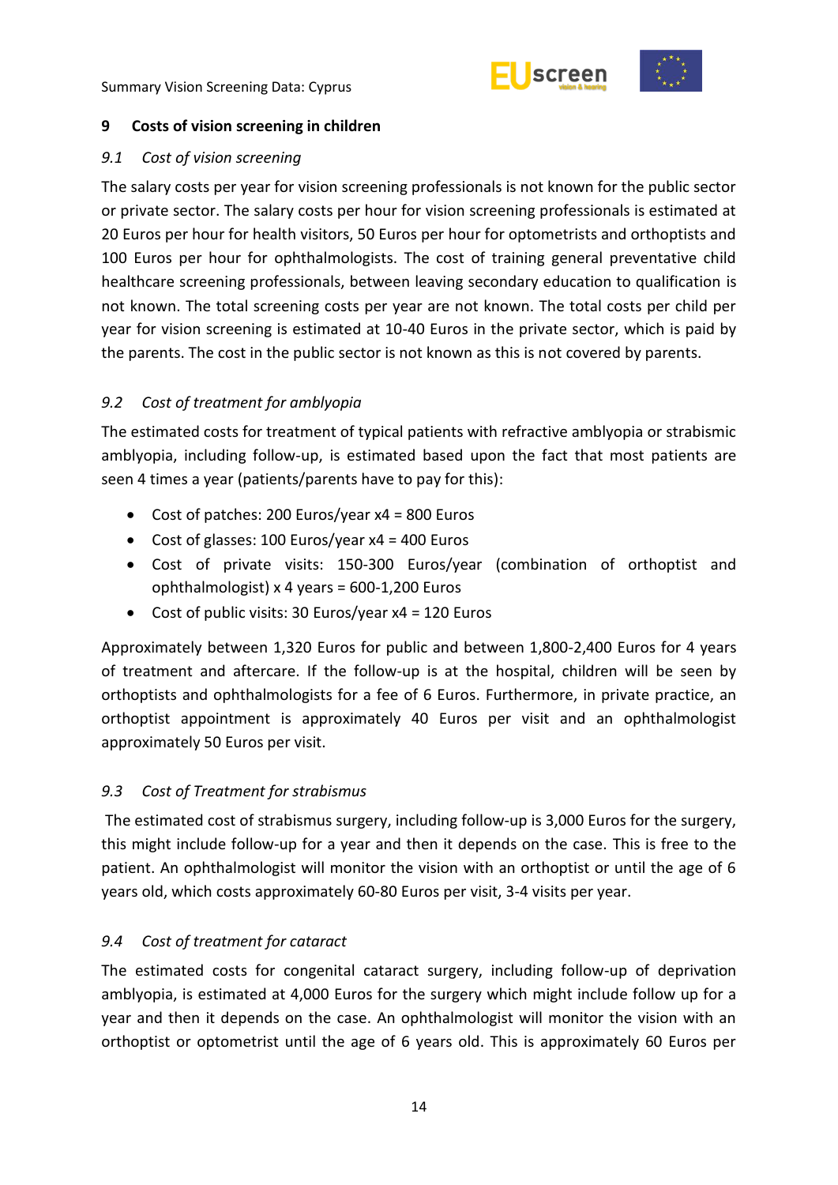## 9 Costs of vision screening in children

### *9.1 Cost of vision screening*

The salary costs per year for vision screening professionals is not known for the public sector or private sector. The salary costs per hour for vision screening professionals is estimated at 20 Euros per hour for health visitors, 50 Euros per hour for optometrists and orthoptists and 100 Euros per hour for ophthalmologists. The cost of training general preventative child healthcare screening professionals, between leaving secondary education to qualification is not known. The total screening costs per year are not known. The total costs per child per year for vision screening is estimated at 10-40 Euros in the private sector, which is paid by the parents. The cost in the public sector is not known as this is not covered by parents.

### *9.2 Cost of treatment for amblyopia*

The estimated costs for treatment of typical patients with refractive amblyopia or strabismic amblyopia, including follow-up, is estimated based upon the fact that most patients are seen 4 times a year (patients/parents have to pay for this):

- Cost of patches: 200 Euros/year x4 = 800 Euros
- Cost of glasses: 100 Euros/year x4 = 400 Euros
- Cost of private visits: 150-300 Euros/year (combination of orthoptist and ophthalmologist) x 4 years = 600-1,200 Euros
- Cost of public visits: 30 Euros/year x4 = 120 Euros

Approximately between 1,320 Euros for public and between 1,800-2,400 Euros for 4 years of treatment and aftercare. If the follow-up is at the hospital, children will be seen by orthoptists and ophthalmologists for a fee of 6 Euros. Furthermore, in private practice, an orthoptist appointment is approximately 40 Euros per visit and an ophthalmologist approximately 50 Euros per visit.

### *9.3 Cost of Treatment for strabismus*

The estimated cost of strabismus surgery, including follow-up is 3,000 Euros for the surgery, this might include follow-up for a year and then it depends on the case. This is free to the patient. An ophthalmologist will monitor the vision with an orthoptist or until the age of 6 years old, which costs approximately 60-80 Euros per visit, 3-4 visits per year.

### *9.4 Cost of treatment for cataract*

The estimated costs for congenital cataract surgery, including follow-up of deprivation amblyopia, is estimated at 4,000 Euros for the surgery which might include follow up for a year and then it depends on the case. An ophthalmologist will monitor the vision with an orthoptist or optometrist until the age of 6 years old. This is approximately 60 Euros per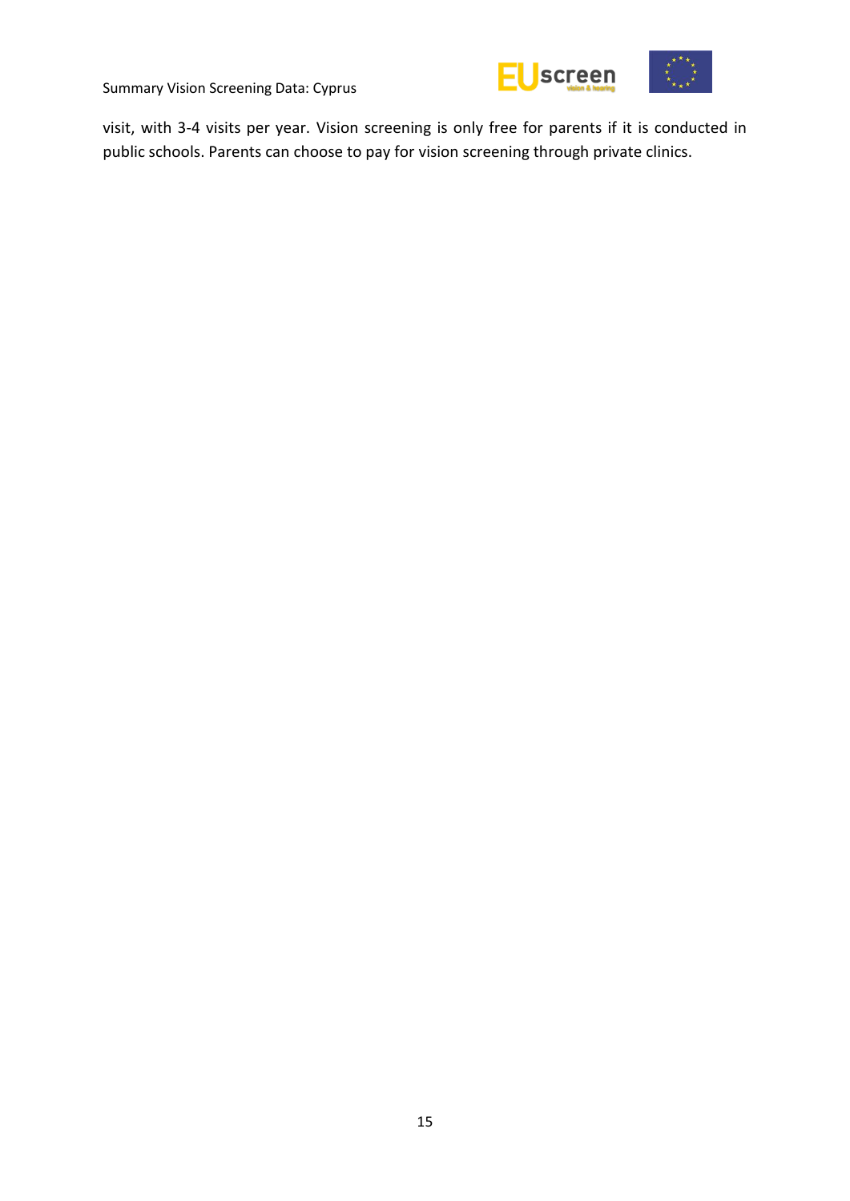visit, with 3-4 visits per year. Vision screening is only free for parents if it is conducted in public schools. Parents can choose to pay for vision screening through private clinics.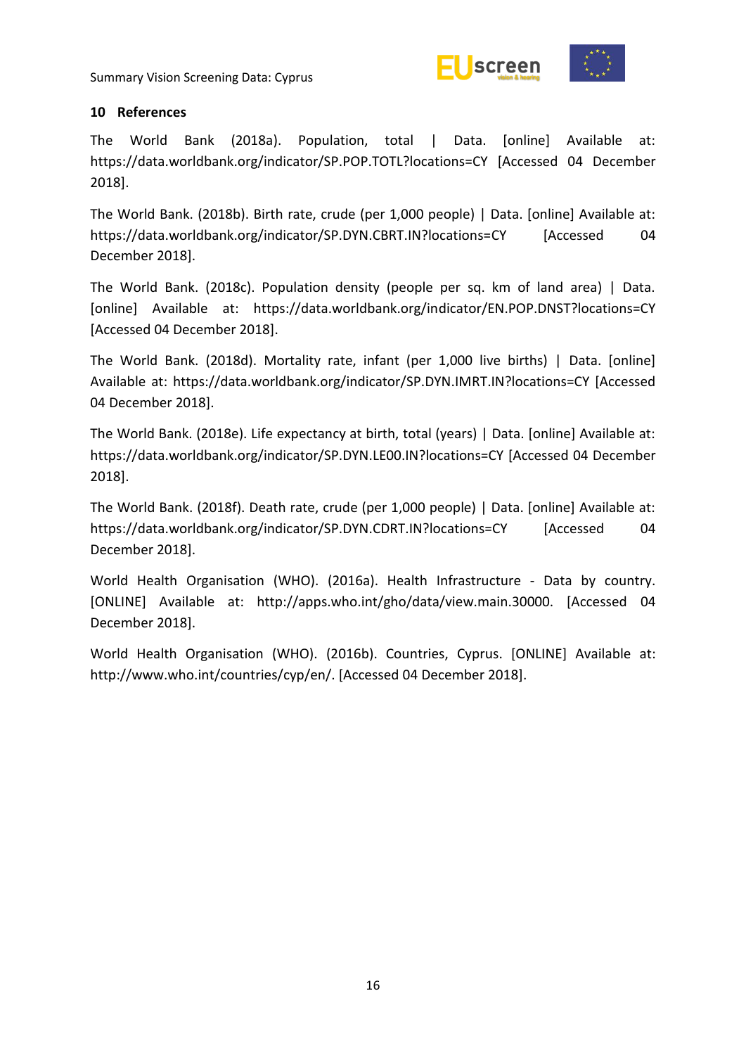## 10 References

The World Bank (2018a). Population, total | Data. [online] Available at: https://data.worldbank.org/indicator/SP.POP.TOTL?locations=CY [Accessed 04 December 2018].

The World Bank. (2018b). Birth rate, crude (per 1,000 people) | Data. [online] Available at: https://data.worldbank.org/indicator/SP.DYN.CBRT.IN?locations=CY [Accessed 04 December 2018].

The World Bank. (2018c). Population density (people per sq. km of land area) | Data. [online] Available at: https://data.worldbank.org/indicator/EN.POP.DNST?locations=CY [Accessed 04 December 2018].

The World Bank. (2018d). Mortality rate, infant (per 1,000 live births) | Data. [online] Available at: https://data.worldbank.org/indicator/SP.DYN.IMRT.IN?locations=CY [Accessed 04 December 2018].

The World Bank. (2018e). Life expectancy at birth, total (years) | Data. [online] Available at: https://data.worldbank.org/indicator/SP.DYN.LE00.IN?locations=CY [Accessed 04 December 2018].

The World Bank. (2018f). Death rate, crude (per 1,000 people) | Data. [online] Available at: https://data.worldbank.org/indicator/SP.DYN.CDRT.IN?locations=CY [Accessed 04 December 2018].

World Health Organisation (WHO). (2016a). Health Infrastructure - Data by country. [ONLINE] Available at: http://apps.who.int/gho/data/view.main.30000. [Accessed 04 December 2018].

World Health Organisation (WHO). (2016b). Countries, Cyprus. [ONLINE] Available at: http://www.who.int/countries/cyp/en/. [Accessed 04 December 2018].